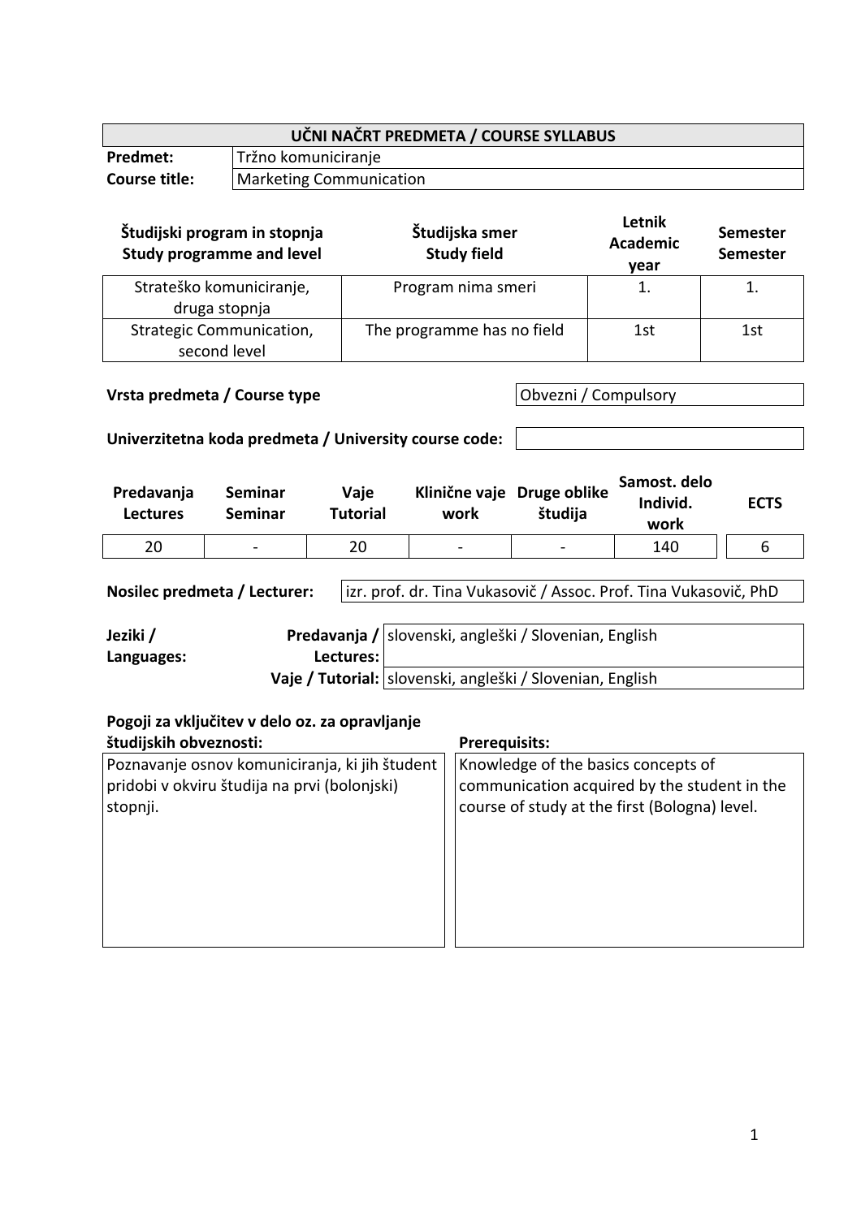| UČNI NAČRT PREDMETA / COURSE SYLLABUS | |
|---|---|
| **Predmet:** | Tržno komuniciranje |
| **Course title:** | Marketing Communication |

| Študijski program in stopnja<br>Study programme and level | Študijska smer<br>Study field | Letnik<br>Academic year | Semester<br>Semester |
|---|---|---|---|
| Strateško komuniciranje, druga stopnja | Program nima smeri | 1. | 1. |
| Strategic Communication, second level | The programme has no field | 1st | 1st |

| | |
|---|---|
| **Vrsta predmeta / Course type** | Obvezni / Compulsory |
| **Univerzitetna koda predmeta / University course code:** | |

| Predavanja<br>Lectures | Seminar<br>Seminar | Vaje<br>Tutorial | Klinične vaje<br>work | Druge oblike študija | Samost. delo<br>Individ. work | ECTS |
|---|---|---|---|---|---|---|
| 20 | - | 20 | - | - | 140 | 6 |

| | |
|---|---|
| **Nosilec predmeta / Lecturer:** | izr. prof. dr. Tina Vukasovič / Assoc. Prof. Tina Vukasovič, PhD |

| Jeziki / Languages: | | |
|---|---|---|
| | **Predavanja / Lectures:** | slovenski, angleški / Slovenian, English |
| | **Vaje / Tutorial:** | slovenski, angleški / Slovenian, English |

| Pogoji za vključitev v delo oz. za opravljanje študijskih obveznosti: | Prerequisits: |
|---|---|
| Poznavanje osnov komuniciranja, ki jih študent pridobi v okviru študija na prvi (bolonjski) stopnji. | Knowledge of the basics concepts of communication acquired by the student in the course of study at the first (Bologna) level. |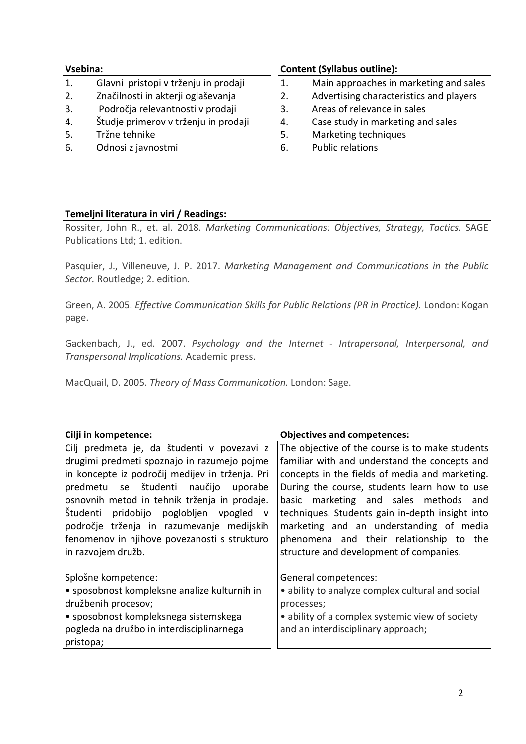| **Vsebina:** | **Content (Syllabus outline):** |
| --- | --- |
| 1. Glavni pristopi v trženju in prodaji<br>2. Značilnosti in akterji oglaševanja<br>3. Področja relevantnosti v prodaji<br>4. Študje primerov v trženju in prodaji<br>5. Tržne tehnike<br>6. Odnosi z javnostmi | 1. Main approaches in marketing and sales<br>2. Advertising characteristics and players<br>3. Areas of relevance in sales<br>4. Case study in marketing and sales<br>5. Marketing techniques<br>6. Public relations |

**Temeljni literatura in viri / Readings:**

Rossiter, John R., et. al. 2018. *Marketing Communications: Objectives, Strategy, Tactics.* SAGE Publications Ltd; 1. edition.

Pasquier, J., Villeneuve, J. P. 2017. *Marketing Management and Communications in the Public Sector.* Routledge; 2. edition.

Green, A. 2005. *Effective Communication Skills for Public Relations (PR in Practice).* London: Kogan page.

Gackenbach, J., ed. 2007. *Psychology and the Internet - Intrapersonal, Interpersonal, and Transpersonal Implications.* Academic press.

MacQuail, D. 2005. *Theory of Mass Communication.* London: Sage.

| **Cilji in kompetence:** | **Objectives and competences:** |
| --- | --- |
| Cilj predmeta je, da študenti v povezavi z drugimi predmeti spoznajo in razumejo pojme in koncepte iz področij medijev in trženja. Pri predmetu se študenti naučijo uporabe osnovnih metod in tehnik trženja in prodaje. Študenti pridobijo poglobljen vpogled v področje trženja in razumevanje medijskih fenomenov in njihove povezanosti s strukturo in razvojem družb.<br><br>Splošne kompetence:<br>• sposobnost kompleksne analize kulturnih in družbenih procesov;<br>• sposobnost kompleksnega sistemskega pogleda na družbo in interdisciplinarnega pristopa; | The objective of the course is to make students familiar with and understand the concepts and concepts in the fields of media and marketing. During the course, students learn how to use basic marketing and sales methods and techniques. Students gain in-depth insight into marketing and an understanding of media phenomena and their relationship to the structure and development of companies.<br><br>General competences:<br>• ability to analyze complex cultural and social processes;<br>• ability of a complex systemic view of society and an interdisciplinary approach; |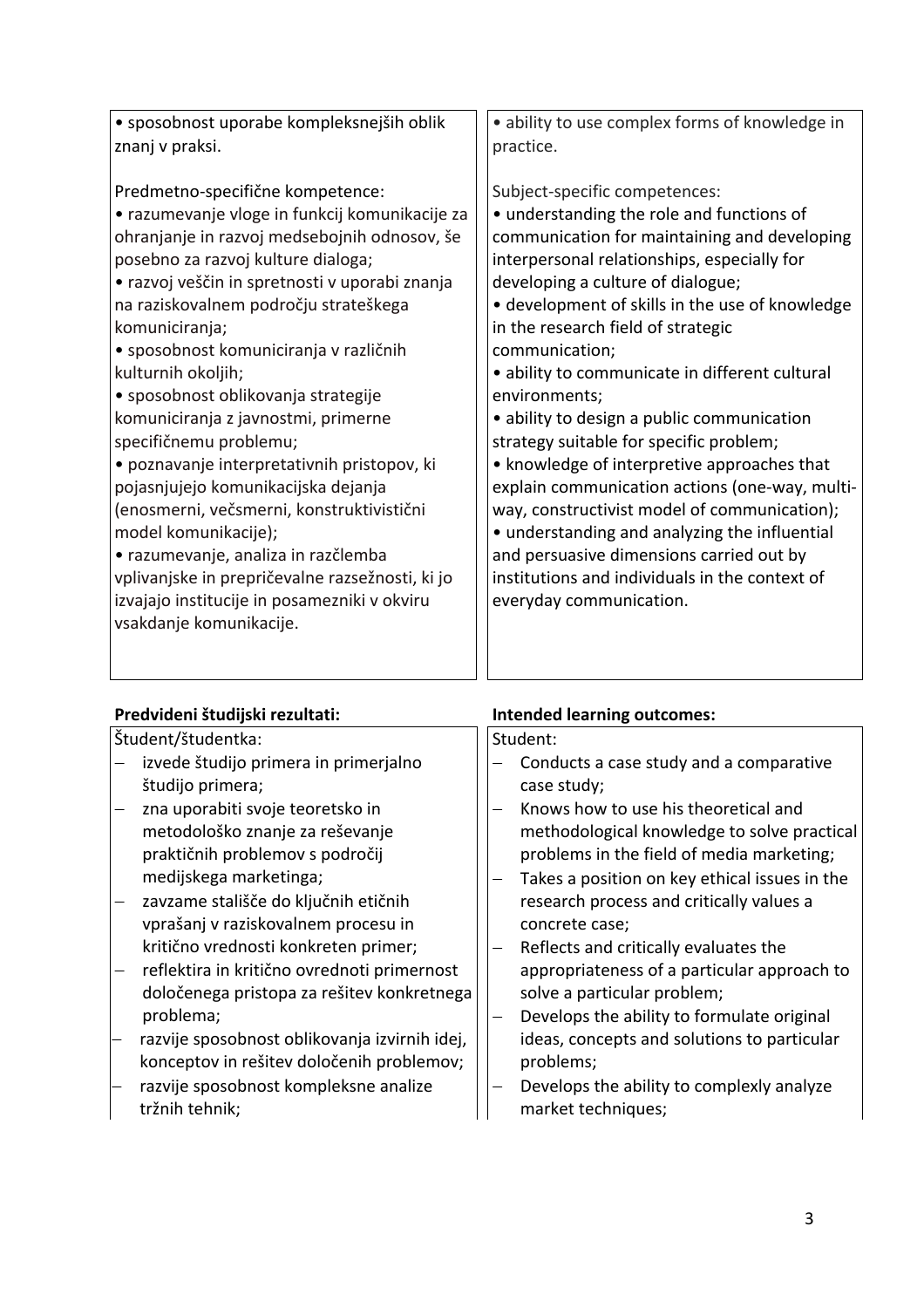| | |
|---|---|
| • sposobnost uporabe kompleksnejših oblik znanj v praksi.<br><br>Predmetno-specifične kompetence:<br>• razumevanje vloge in funkcij komunikacije za ohranjanje in razvoj medsebojnih odnosov, še posebno za razvoj kulture dialoga;<br>• razvoj veščin in spretnosti v uporabi znanja na raziskovalnem področju strateškega komuniciranja;<br>• sposobnost komuniciranja v različnih kulturnih okoljih;<br>• sposobnost oblikovanja strategije komuniciranja z javnostmi, primerne specifičnemu problemu;<br>• poznavanje interpretativnih pristopov, ki pojasnjujejo komunikacijska dejanja (enosmerni, večsmerni, konstruktivistični model komunikacije);<br>• razumevanje, analiza in razčlemba vplivanjske in prepričevalne razsežnosti, ki jo izvajajo institucije in posamezniki v okviru vsakdanje komunikacije. | • ability to use complex forms of knowledge in practice.<br><br>Subject-specific competences:<br>• understanding the role and functions of communication for maintaining and developing interpersonal relationships, especially for developing a culture of dialogue;<br>• development of skills in the use of knowledge in the research field of strategic communication;<br>• ability to communicate in different cultural environments;<br>• ability to design a public communication strategy suitable for specific problem;<br>• knowledge of interpretive approaches that explain communication actions (one-way, multi-way, constructivist model of communication);<br>• understanding and analyzing the influential and persuasive dimensions carried out by institutions and individuals in the context of everyday communication. |

| **Predvideni študijski rezultati:** | **Intended learning outcomes:** |
|---|---|
| Študent/študentka:<br>– izvede študijo primera in primerjalno študijo primera;<br>– zna uporabiti svoje teoretsko in metodološko znanje za reševanje praktičnih problemov s področij medijskega marketinga;<br>– zavzame stališče do ključnih etičnih vprašanj v raziskovalnem procesu in kritično vrednosti konkreten primer;<br>– reflektira in kritično ovrednoti primernost določenega pristopa za rešitev konkretnega problema;<br>– razvije sposobnost oblikovanja izvirnih idej, konceptov in rešitev določenih problemov;<br>– razvije sposobnost kompleksne analize tržnih tehnik; | Student:<br>– Conducts a case study and a comparative case study;<br>– Knows how to use his theoretical and methodological knowledge to solve practical problems in the field of media marketing;<br>– Takes a position on key ethical issues in the research process and critically values a concrete case;<br>– Reflects and critically evaluates the appropriateness of a particular approach to solve a particular problem;<br>– Develops the ability to formulate original ideas, concepts and solutions to particular problems;<br>– Develops the ability to complexly analyze market techniques; |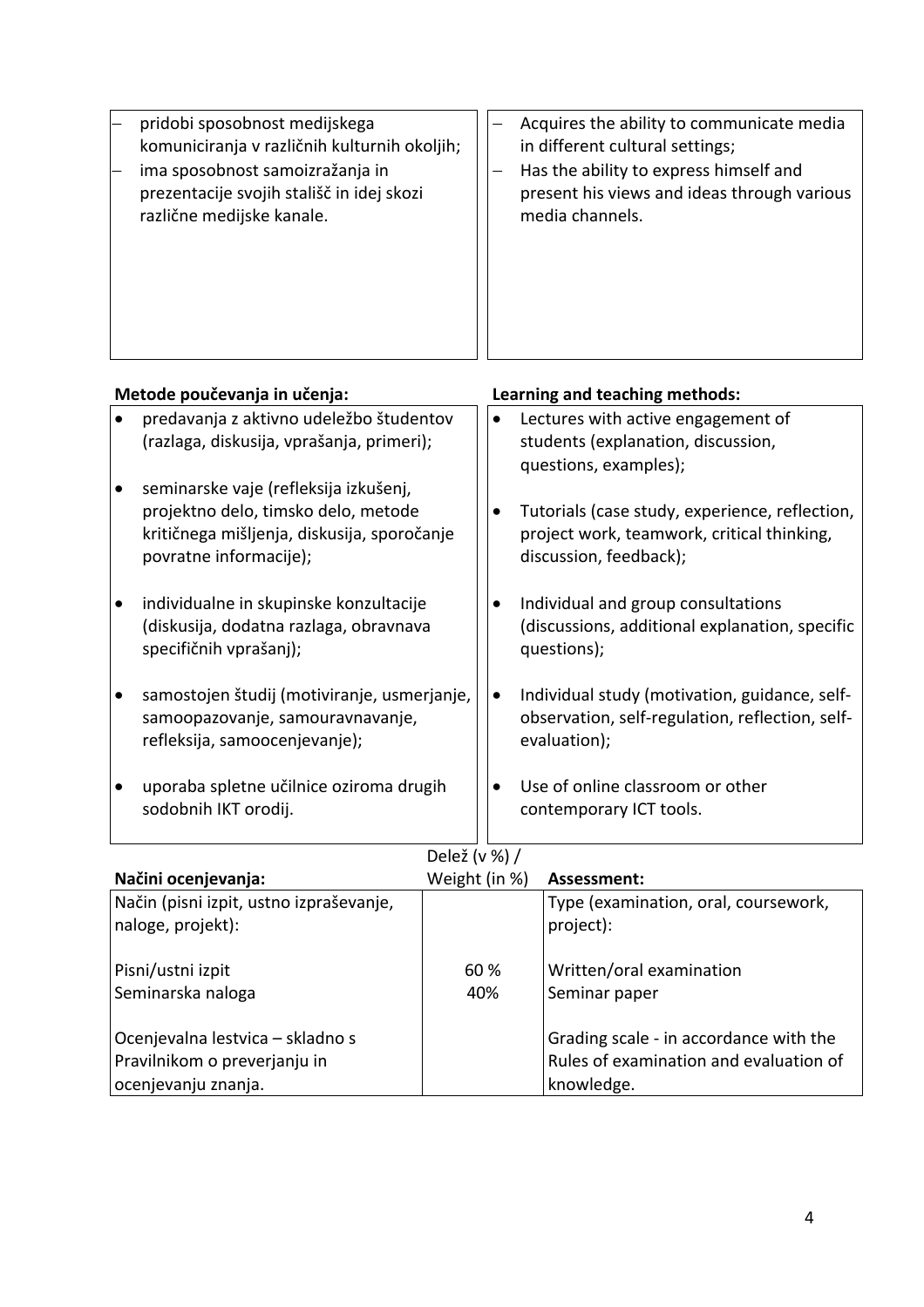| | |
|---|---|
| – pridobi sposobnost medijskega komuniciranja v različnih kulturnih okoljih;<br>– ima sposobnost samoizražanja in prezentacije svojih stališč in idej skozi različne medijske kanale. | – Acquires the ability to communicate media in different cultural settings;<br>– Has the ability to express himself and present his views and ideas through various media channels. |

| **Metode poučevanja in učenja:** | **Learning and teaching methods:** |
|---|---|
| • predavanja z aktivno udeležbo študentov (razlaga, diskusija, vprašanja, primeri);<br>• seminarske vaje (refleksija izkušenj, projektno delo, timsko delo, metode kritičnega mišljenja, diskusija, sporočanje povratne informacije);<br>• individualne in skupinske konzultacije (diskusija, dodatna razlaga, obravnava specifičnih vprašanj);<br>• samostojen študij (motiviranje, usmerjanje, samoopazovanje, samouravnavanje, refleksija, samoocenjevanje);<br>• uporaba spletne učilnice oziroma drugih sodobnih IKT orodij. | • Lectures with active engagement of students (explanation, discussion, questions, examples);<br>• Tutorials (case study, experience, reflection, project work, teamwork, critical thinking, discussion, feedback);<br>• Individual and group consultations (discussions, additional explanation, specific questions);<br>• Individual study (motivation, guidance, self-observation, self-regulation, reflection, self-evaluation);<br>• Use of online classroom or other contemporary ICT tools. |

| **Načini ocenjevanja:** | Delež (v %) / Weight (in %) | **Assessment:** |
|---|---|---|
| Način (pisni izpit, ustno izpraševanje, naloge, projekt): | | Type (examination, oral, coursework, project): |
| Pisni/ustni izpit | 60 % | Written/oral examination |
| Seminarska naloga | 40% | Seminar paper |
| Ocenjevalna lestvica – skladno s Pravilnikom o preverjanju in ocenjevanju znanja. | | Grading scale - in accordance with the Rules of examination and evaluation of knowledge. |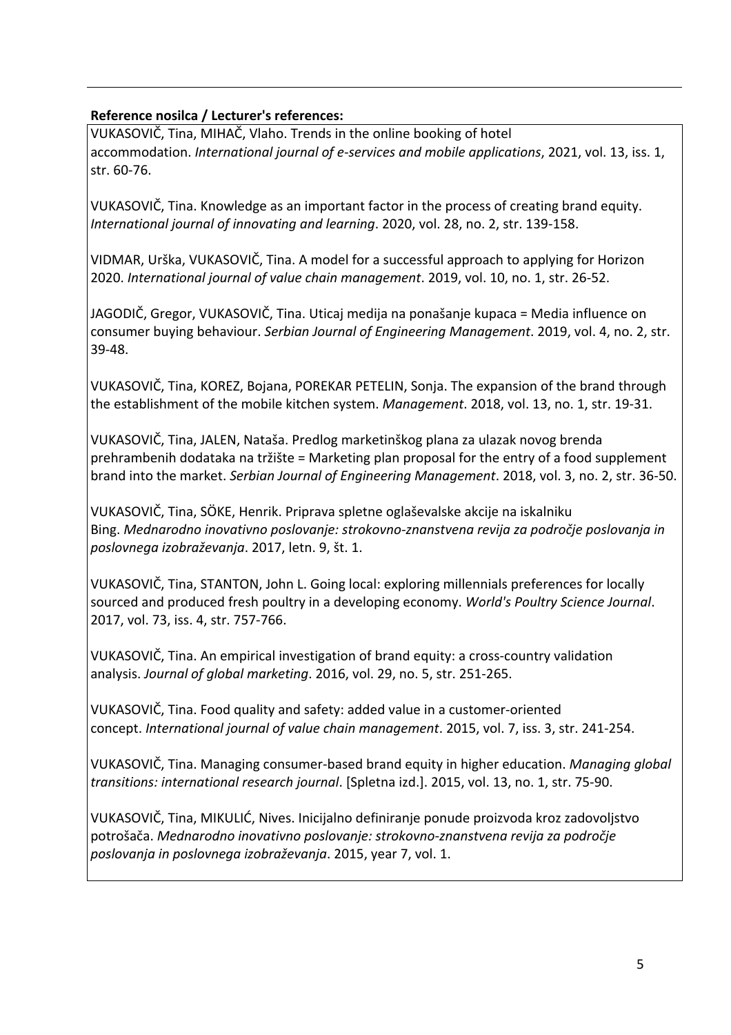**Reference nosilca / Lecturer's references:**

VUKASOVIČ, Tina, MIHAČ, Vlaho. Trends in the online booking of hotel accommodation. *International journal of e-services and mobile applications*, 2021, vol. 13, iss. 1, str. 60-76.

VUKASOVIČ, Tina. Knowledge as an important factor in the process of creating brand equity. *International journal of innovating and learning*. 2020, vol. 28, no. 2, str. 139-158.

VIDMAR, Urška, VUKASOVIČ, Tina. A model for a successful approach to applying for Horizon 2020. *International journal of value chain management*. 2019, vol. 10, no. 1, str. 26-52.

JAGODIČ, Gregor, VUKASOVIČ, Tina. Uticaj medija na ponašanje kupaca = Media influence on consumer buying behaviour. *Serbian Journal of Engineering Management*. 2019, vol. 4, no. 2, str. 39-48.

VUKASOVIČ, Tina, KOREZ, Bojana, POREKAR PETELIN, Sonja. The expansion of the brand through the establishment of the mobile kitchen system. *Management*. 2018, vol. 13, no. 1, str. 19-31.

VUKASOVIČ, Tina, JALEN, Nataša. Predlog marketinškog plana za ulazak novog brenda prehrambenih dodataka na tržište = Marketing plan proposal for the entry of a food supplement brand into the market. *Serbian Journal of Engineering Management*. 2018, vol. 3, no. 2, str. 36-50.

VUKASOVIČ, Tina, SÖKE, Henrik. Priprava spletne oglaševalske akcije na iskalniku Bing. *Mednarodno inovativno poslovanje: strokovno-znanstvena revija za področje poslovanja in poslovnega izobraževanja*. 2017, letn. 9, št. 1.

VUKASOVIČ, Tina, STANTON, John L. Going local: exploring millennials preferences for locally sourced and produced fresh poultry in a developing economy. *World's Poultry Science Journal*. 2017, vol. 73, iss. 4, str. 757-766.

VUKASOVIČ, Tina. An empirical investigation of brand equity: a cross-country validation analysis. *Journal of global marketing*. 2016, vol. 29, no. 5, str. 251-265.

VUKASOVIČ, Tina. Food quality and safety: added value in a customer-oriented concept. *International journal of value chain management*. 2015, vol. 7, iss. 3, str. 241-254.

VUKASOVIČ, Tina. Managing consumer-based brand equity in higher education. *Managing global transitions: international research journal*. [Spletna izd.]. 2015, vol. 13, no. 1, str. 75-90.

VUKASOVIČ, Tina, MIKULIĆ, Nives. Inicijalno definiranje ponude proizvoda kroz zadovoljstvo potrošača. *Mednarodno inovativno poslovanje: strokovno-znanstvena revija za področje poslovanja in poslovnega izobraževanja*. 2015, year 7, vol. 1.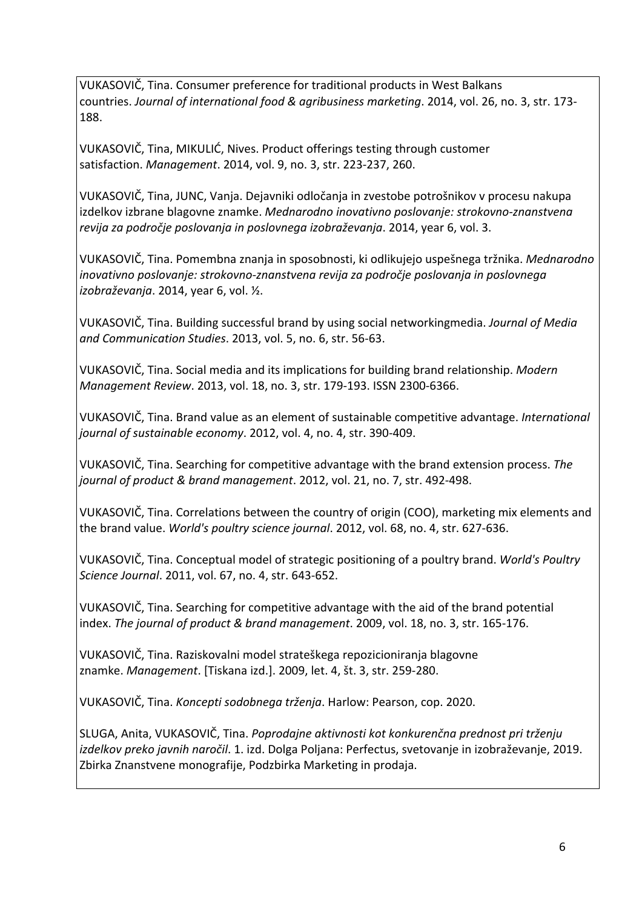VUKASOVIČ, Tina. Consumer preference for traditional products in West Balkans countries. *Journal of international food & agribusiness marketing*. 2014, vol. 26, no. 3, str. 173-188.

VUKASOVIČ, Tina, MIKULIĆ, Nives. Product offerings testing through customer satisfaction. *Management*. 2014, vol. 9, no. 3, str. 223-237, 260.

VUKASOVIČ, Tina, JUNC, Vanja. Dejavniki odločanja in zvestobe potrošnikov v procesu nakupa izdelkov izbrane blagovne znamke. *Mednarodno inovativno poslovanje: strokovno-znanstvena revija za področje poslovanja in poslovnega izobraževanja*. 2014, year 6, vol. 3.

VUKASOVIČ, Tina. Pomembna znanja in sposobnosti, ki odlikujejo uspešnega tržnika. *Mednarodno inovativno poslovanje: strokovno-znanstvena revija za področje poslovanja in poslovnega izobraževanja*. 2014, year 6, vol. ½.

VUKASOVIČ, Tina. Building successful brand by using social networkingmedia. *Journal of Media and Communication Studies*. 2013, vol. 5, no. 6, str. 56-63.

VUKASOVIČ, Tina. Social media and its implications for building brand relationship. *Modern Management Review*. 2013, vol. 18, no. 3, str. 179-193. ISSN 2300-6366.

VUKASOVIČ, Tina. Brand value as an element of sustainable competitive advantage. *International journal of sustainable economy*. 2012, vol. 4, no. 4, str. 390-409.

VUKASOVIČ, Tina. Searching for competitive advantage with the brand extension process. *The journal of product & brand management*. 2012, vol. 21, no. 7, str. 492-498.

VUKASOVIČ, Tina. Correlations between the country of origin (COO), marketing mix elements and the brand value. *World's poultry science journal*. 2012, vol. 68, no. 4, str. 627-636.

VUKASOVIČ, Tina. Conceptual model of strategic positioning of a poultry brand. *World's Poultry Science Journal*. 2011, vol. 67, no. 4, str. 643-652.

VUKASOVIČ, Tina. Searching for competitive advantage with the aid of the brand potential index. *The journal of product & brand management*. 2009, vol. 18, no. 3, str. 165-176.

VUKASOVIČ, Tina. Raziskovalni model strateškega repozicioniranja blagovne znamke. *Management*. [Tiskana izd.]. 2009, let. 4, št. 3, str. 259-280.

VUKASOVIČ, Tina. *Koncepti sodobnega trženja*. Harlow: Pearson, cop. 2020.

SLUGA, Anita, VUKASOVIČ, Tina. *Poprodajne aktivnosti kot konkurenčna prednost pri trženju izdelkov preko javnih naročil*. 1. izd. Dolga Poljana: Perfectus, svetovanje in izobraževanje, 2019. Zbirka Znanstvene monografije, Podzbirka Marketing in prodaja.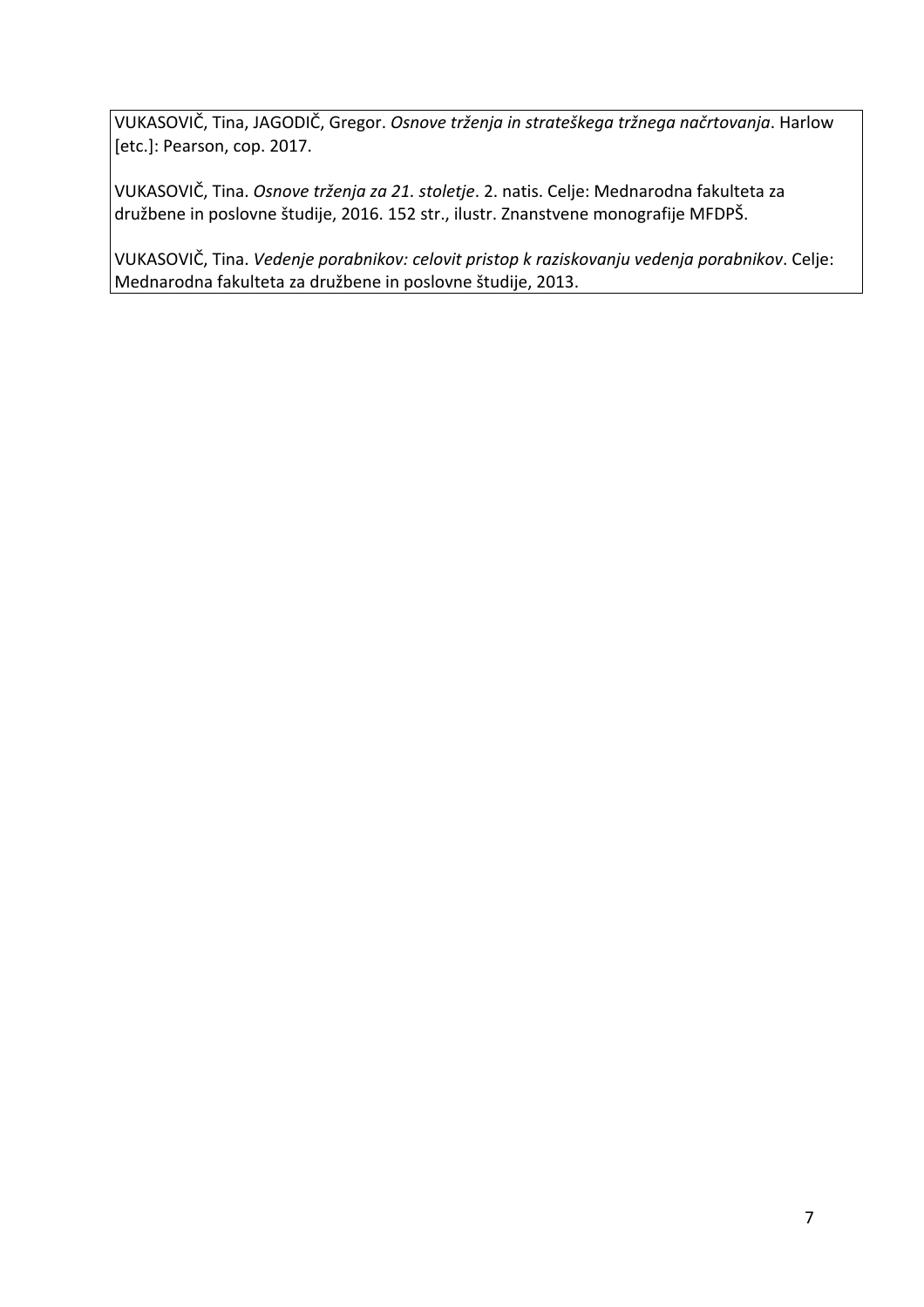VUKASOVIČ, Tina, JAGODIČ, Gregor. *Osnove trženja in strateškega tržnega načrtovanja*. Harlow [etc.]: Pearson, cop. 2017.

VUKASOVIČ, Tina. *Osnove trženja za 21. stoletje*. 2. natis. Celje: Mednarodna fakulteta za družbene in poslovne študije, 2016. 152 str., ilustr. Znanstvene monografije MFDPŠ.

VUKASOVIČ, Tina. *Vedenje porabnikov: celovit pristop k raziskovanju vedenja porabnikov*. Celje: Mednarodna fakulteta za družbene in poslovne študije, 2013.